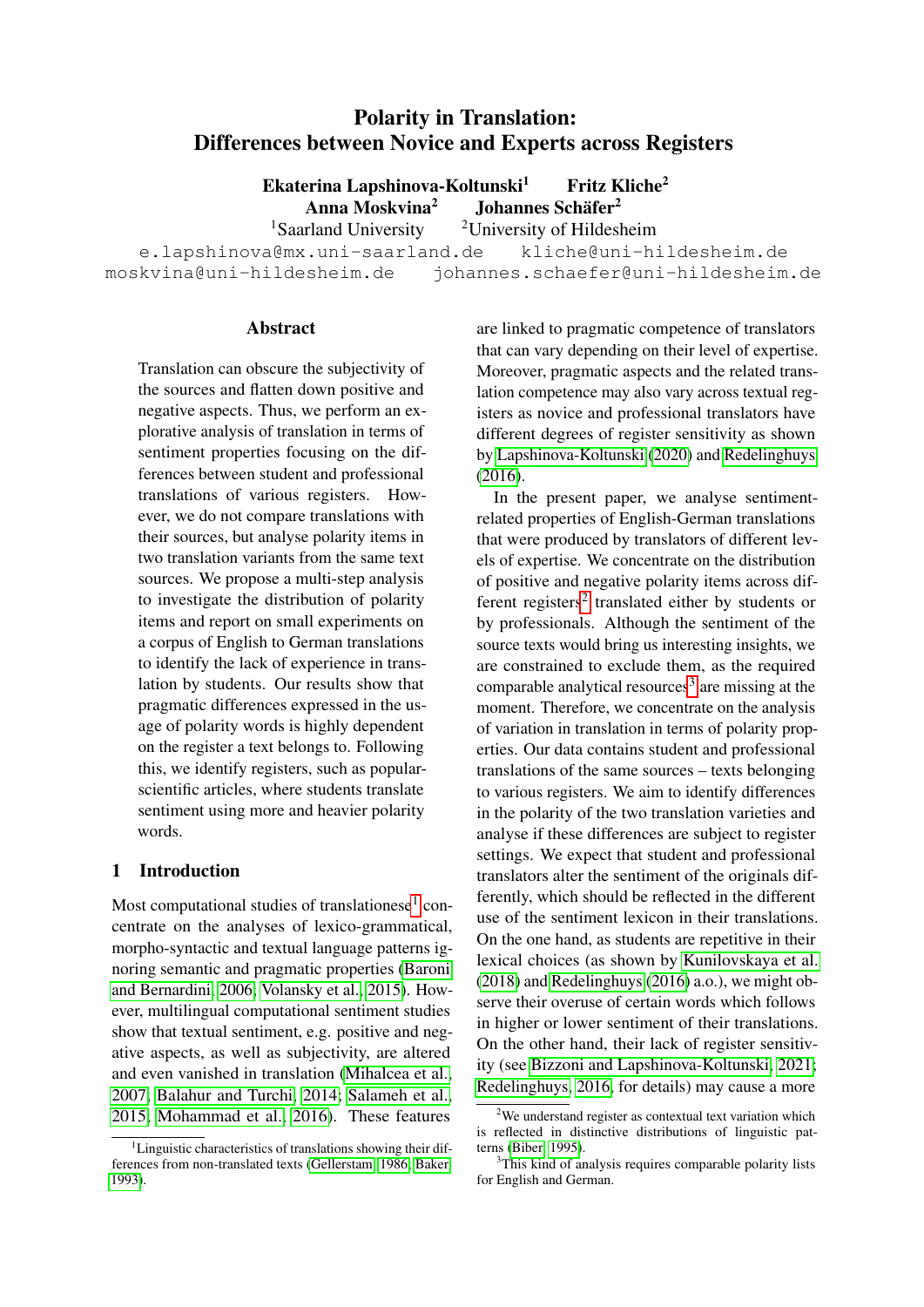# Polarity in Translation: Differences between Novice and Experts across Registers

**Ekaterina Lapshinova-Koltunski**[1] **Fritz Kliche**[2]
**Anna Moskvina**[2] **Johannes Schäfer**[2]

[1]Saarland University [2]University of Hildesheim

e.lapshinova@mx.uni-saarland.de kliche@uni-hildesheim.de
moskvina@uni-hildesheim.de johannes.schaefer@uni-hildesheim.de

## Abstract

Translation can obscure the subjectivity of the sources and flatten down positive and negative aspects. Thus, we perform an explorative analysis of translation in terms of sentiment properties focusing on the differences between student and professional translations of various registers. However, we do not compare translations with their sources, but analyse polarity items in two translation variants from the same text sources. We propose a multi-step analysis to investigate the distribution of polarity items and report on small experiments on a corpus of English to German translations to identify the lack of experience in translation by students. Our results show that pragmatic differences expressed in the usage of polarity words is highly dependent on the register a text belongs to. Following this, we identify registers, such as popular-scientific articles, where students translate sentiment using more and heavier polarity words.

## 1 Introduction

Most computational studies of translationese[1] concentrate on the analyses of lexico-grammatical, morpho-syntactic and textual language patterns ignoring semantic and pragmatic properties (Baroni and Bernardini, 2006; Volansky et al., 2015). However, multilingual computational sentiment studies show that textual sentiment, e.g. positive and negative aspects, as well as subjectivity, are altered and even vanished in translation (Mihalcea et al., 2007; Balahur and Turchi, 2014; Salameh et al., 2015; Mohammad et al., 2016). These features are linked to pragmatic competence of translators that can vary depending on their level of expertise. Moreover, pragmatic aspects and the related translation competence may also vary across textual registers as novice and professional translators have different degrees of register sensitivity as shown by Lapshinova-Koltunski (2020) and Redelinghuys (2016).

In the present paper, we analyse sentiment-related properties of English-German translations that were produced by translators of different levels of expertise. We concentrate on the distribution of positive and negative polarity items across different registers[2] translated either by students or by professionals. Although the sentiment of the source texts would bring us interesting insights, we are constrained to exclude them, as the required comparable analytical resources[3] are missing at the moment. Therefore, we concentrate on the analysis of variation in translation in terms of polarity properties. Our data contains student and professional translations of the same sources – texts belonging to various registers. We aim to identify differences in the polarity of the two translation varieties and analyse if these differences are subject to register settings. We expect that student and professional translators alter the sentiment of the originals differently, which should be reflected in the different use of the sentiment lexicon in their translations. On the one hand, as students are repetitive in their lexical choices (as shown by Kunilovskaya et al. (2018) and Redelinghuys (2016) a.o.), we might observe their overuse of certain words which follows in higher or lower sentiment of their translations. On the other hand, their lack of register sensitivity (see Bizzoni and Lapshinova-Koltunski, 2021; Redelinghuys, 2016, for details) may cause a more

---

[1]Linguistic characteristics of translations showing their differences from non-translated texts (Gellerstam, 1986; Baker, 1993).

[2]We understand register as contextual text variation which is reflected in distinctive distributions of linguistic patterns (Biber, 1995).

[3]This kind of analysis requires comparable polarity lists for English and German.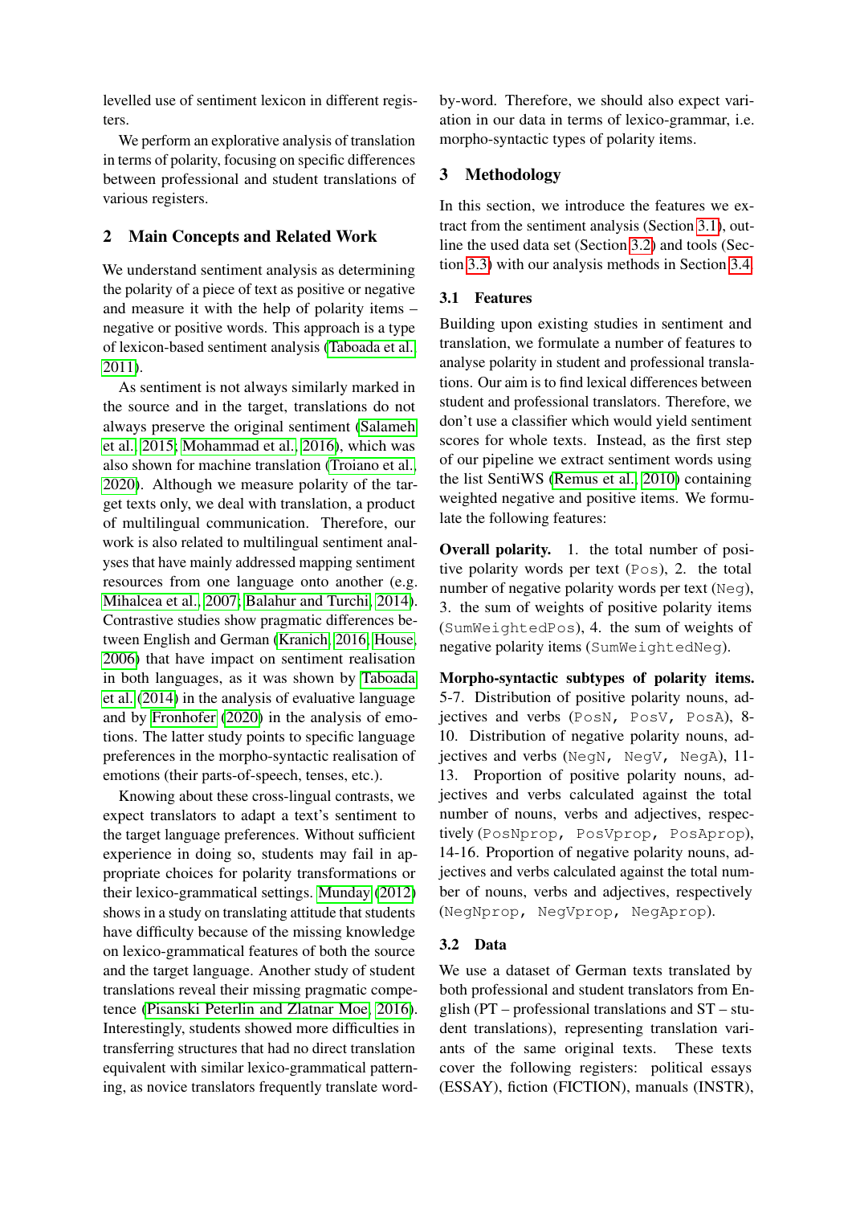levelled use of sentiment lexicon in different registers.

We perform an explorative analysis of translation in terms of polarity, focusing on specific differences between professional and student translations of various registers.

## 2 Main Concepts and Related Work

We understand sentiment analysis as determining the polarity of a piece of text as positive or negative and measure it with the help of polarity items – negative or positive words. This approach is a type of lexicon-based sentiment analysis (Taboada et al., 2011).

As sentiment is not always similarly marked in the source and in the target, translations do not always preserve the original sentiment (Salameh et al., 2015; Mohammad et al., 2016), which was also shown for machine translation (Troiano et al., 2020). Although we measure polarity of the target texts only, we deal with translation, a product of multilingual communication. Therefore, our work is also related to multilingual sentiment analyses that have mainly addressed mapping sentiment resources from one language onto another (e.g. Mihalcea et al., 2007; Balahur and Turchi, 2014). Contrastive studies show pragmatic differences between English and German (Kranich, 2016; House, 2006) that have impact on sentiment realisation in both languages, as it was shown by Taboada et al. (2014) in the analysis of evaluative language and by Fronhofer (2020) in the analysis of emotions. The latter study points to specific language preferences in the morpho-syntactic realisation of emotions (their parts-of-speech, tenses, etc.).

Knowing about these cross-lingual contrasts, we expect translators to adapt a text's sentiment to the target language preferences. Without sufficient experience in doing so, students may fail in appropriate choices for polarity transformations or their lexico-grammatical settings. Munday (2012) shows in a study on translating attitude that students have difficulty because of the missing knowledge on lexico-grammatical features of both the source and the target language. Another study of student translations reveal their missing pragmatic competence (Pisanski Peterlin and Zlatnar Moe, 2016). Interestingly, students showed more difficulties in transferring structures that had no direct translation equivalent with similar lexico-grammatical patterning, as novice translators frequently translate word-by-word. Therefore, we should also expect variation in our data in terms of lexico-grammar, i.e. morpho-syntactic types of polarity items.

## 3 Methodology

In this section, we introduce the features we extract from the sentiment analysis (Section 3.1), outline the used data set (Section 3.2) and tools (Section 3.3) with our analysis methods in Section 3.4.

### 3.1 Features

Building upon existing studies in sentiment and translation, we formulate a number of features to analyse polarity in student and professional translations. Our aim is to find lexical differences between student and professional translators. Therefore, we don't use a classifier which would yield sentiment scores for whole texts. Instead, as the first step of our pipeline we extract sentiment words using the list SentiWS (Remus et al., 2010) containing weighted negative and positive items. We formulate the following features:

**Overall polarity.** 1. the total number of positive polarity words per text (`Pos`), 2. the total number of negative polarity words per text (`Neg`), 3. the sum of weights of positive polarity items (`SumWeightedPos`), 4. the sum of weights of negative polarity items (`SumWeightedNeg`).

**Morpho-syntactic subtypes of polarity items.** 5-7. Distribution of positive polarity nouns, adjectives and verbs (`PosN, PosV, PosA`), 8-10. Distribution of negative polarity nouns, adjectives and verbs (`NegN, NegV, NegA`), 11-13. Proportion of positive polarity nouns, adjectives and verbs calculated against the total number of nouns, verbs and adjectives, respectively (`PosNprop, PosVprop, PosAprop`), 14-16. Proportion of negative polarity nouns, adjectives and verbs calculated against the total number of nouns, verbs and adjectives, respectively (`NegNprop, NegVprop, NegAprop`).

### 3.2 Data

We use a dataset of German texts translated by both professional and student translators from English (PT – professional translations and ST – student translations), representing translation variants of the same original texts. These texts cover the following registers: political essays (ESSAY), fiction (FICTION), manuals (INSTR),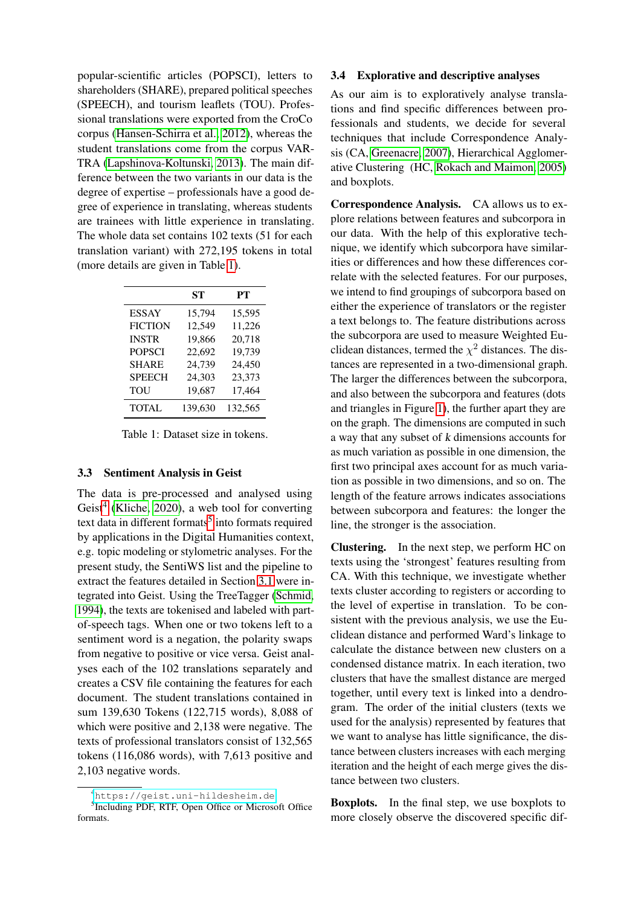popular-scientific articles (POPSCI), letters to shareholders (SHARE), prepared political speeches (SPEECH), and tourism leaflets (TOU). Professional translations were exported from the CroCo corpus (Hansen-Schirra et al., 2012), whereas the student translations come from the corpus VARTRA (Lapshinova-Koltunski, 2013). The main difference between the two variants in our data is the degree of expertise – professionals have a good degree of experience in translating, whereas students are trainees with little experience in translating. The whole data set contains 102 texts (51 for each translation variant) with 272,195 tokens in total (more details are given in Table 1).

| | ST | PT |
|---|---|---|
| ESSAY | 15,794 | 15,595 |
| FICTION | 12,549 | 11,226 |
| INSTR | 19,866 | 20,718 |
| POPSCI | 22,692 | 19,739 |
| SHARE | 24,739 | 24,450 |
| SPEECH | 24,303 | 23,373 |
| TOU | 19,687 | 17,464 |
| TOTAL | 139,630 | 132,565 |

Table 1: Dataset size in tokens.

### 3.3 Sentiment Analysis in Geist

The data is pre-processed and analysed using Geist[4] (Kliche, 2020), a web tool for converting text data in different formats[5] into formats required by applications in the Digital Humanities context, e.g. topic modeling or stylometric analyses. For the present study, the SentiWS list and the pipeline to extract the features detailed in Section 3.1 were integrated into Geist. Using the TreeTagger (Schmid, 1994), the texts are tokenised and labeled with part-of-speech tags. When one or two tokens left to a sentiment word is a negation, the polarity swaps from negative to positive or vice versa. Geist analyses each of the 102 translations separately and creates a CSV file containing the features for each document. The student translations contained in sum 139,630 Tokens (122,715 words), 8,088 of which were positive and 2,138 were negative. The texts of professional translators consist of 132,565 tokens (116,086 words), with 7,613 positive and 2,103 negative words.

[4] https://geist.uni-hildesheim.de

[5] Including PDF, RTF, Open Office or Microsoft Office formats.

### 3.4 Explorative and descriptive analyses

As our aim is to exploratively analyse translations and find specific differences between professionals and students, we decide for several techniques that include Correspondence Analysis (CA, Greenacre, 2007), Hierarchical Agglomerative Clustering (HC, Rokach and Maimon, 2005) and boxplots.

**Correspondence Analysis.** CA allows us to explore relations between features and subcorpora in our data. With the help of this explorative technique, we identify which subcorpora have similarities or differences and how these differences correlate with the selected features. For our purposes, we intend to find groupings of subcorpora based on either the experience of translators or the register a text belongs to. The feature distributions across the subcorpora are used to measure Weighted Euclidean distances, termed the $\chi^2$ distances. The distances are represented in a two-dimensional graph. The larger the differences between the subcorpora, and also between the subcorpora and features (dots and triangles in Figure 1), the further apart they are on the graph. The dimensions are computed in such a way that any subset of $k$ dimensions accounts for as much variation as possible in one dimension, the first two principal axes account for as much variation as possible in two dimensions, and so on. The length of the feature arrows indicates associations between subcorpora and features: the longer the line, the stronger is the association.

**Clustering.** In the next step, we perform HC on texts using the 'strongest' features resulting from CA. With this technique, we investigate whether texts cluster according to registers or according to the level of expertise in translation. To be consistent with the previous analysis, we use the Euclidean distance and performed Ward's linkage to calculate the distance between new clusters on a condensed distance matrix. In each iteration, two clusters that have the smallest distance are merged together, until every text is linked into a dendrogram. The order of the initial clusters (texts we used for the analysis) represented by features that we want to analyse has little significance, the distance between clusters increases with each merging iteration and the height of each merge gives the distance between two clusters.

**Boxplots.** In the final step, we use boxplots to more closely observe the discovered specific dif-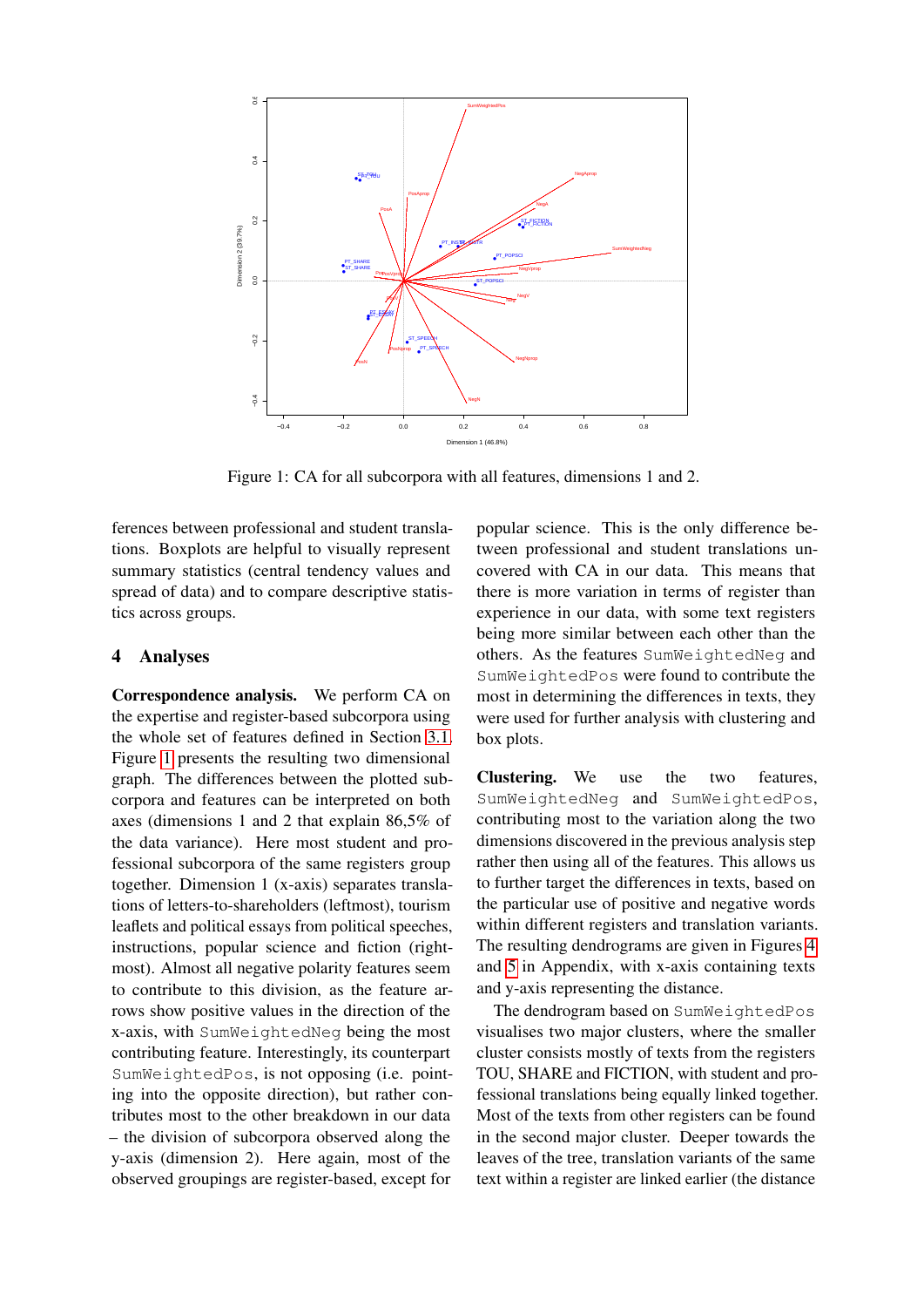Figure 1: CA for all subcorpora with all features, dimensions 1 and 2.

ferences between professional and student translations. Boxplots are helpful to visually represent summary statistics (central tendency values and spread of data) and to compare descriptive statistics across groups.

## 4 Analyses

**Correspondence analysis.** We perform CA on the expertise and register-based subcorpora using the whole set of features defined in Section 3.1. Figure 1 presents the resulting two dimensional graph. The differences between the plotted subcorpora and features can be interpreted on both axes (dimensions 1 and 2 that explain 86,5% of the data variance). Here most student and professional subcorpora of the same registers group together. Dimension 1 (x-axis) separates translations of letters-to-shareholders (leftmost), tourism leaflets and political essays from political speeches, instructions, popular science and fiction (rightmost). Almost all negative polarity features seem to contribute to this division, as the feature arrows show positive values in the direction of the x-axis, with `SumWeightedNeg` being the most contributing feature. Interestingly, its counterpart `SumWeightedPos`, is not opposing (i.e. pointing into the opposite direction), but rather contributes most to the other breakdown in our data – the division of subcorpora observed along the y-axis (dimension 2). Here again, most of the observed groupings are register-based, except for popular science. This is the only difference between professional and student translations uncovered with CA in our data. This means that there is more variation in terms of register than experience in our data, with some text registers being more similar between each other than the others. As the features `SumWeightedNeg` and `SumWeightedPos` were found to contribute the most in determining the differences in texts, they were used for further analysis with clustering and box plots.

**Clustering.** We use the two features, `SumWeightedNeg` and `SumWeightedPos`, contributing most to the variation along the two dimensions discovered in the previous analysis step rather then using all of the features. This allows us to further target the differences in texts, based on the particular use of positive and negative words within different registers and translation variants. The resulting dendrograms are given in Figures 4 and 5 in Appendix, with x-axis containing texts and y-axis representing the distance.

The dendrogram based on `SumWeightedPos` visualises two major clusters, where the smaller cluster consists mostly of texts from the registers TOU, SHARE and FICTION, with student and professional translations being equally linked together. Most of the texts from other registers can be found in the second major cluster. Deeper towards the leaves of the tree, translation variants of the same text within a register are linked earlier (the distance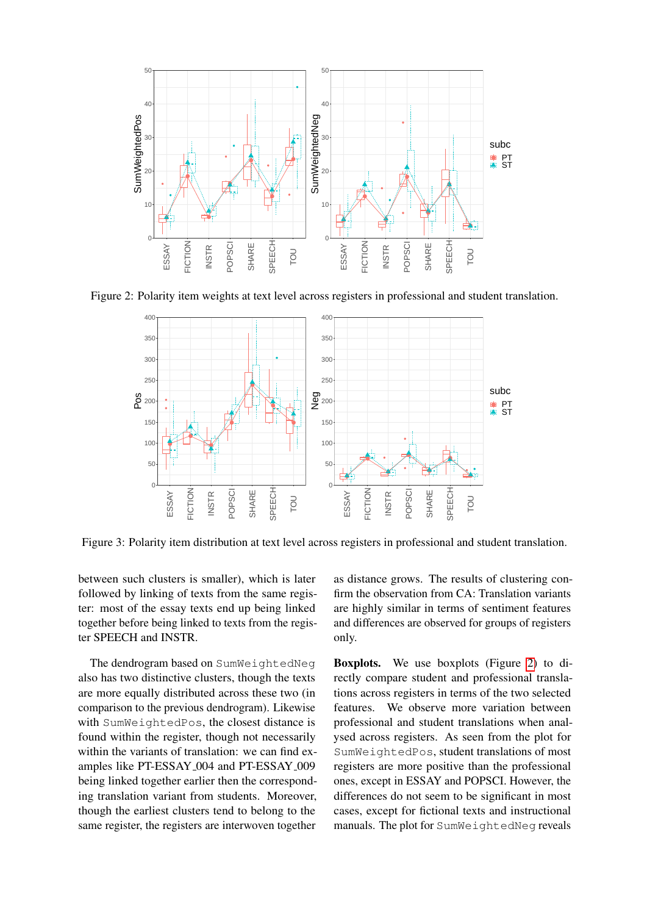Figure 2: Polarity item weights at text level across registers in professional and student translation.

Figure 3: Polarity item distribution at text level across registers in professional and student translation.

between such clusters is smaller), which is later followed by linking of texts from the same register: most of the essay texts end up being linked together before being linked to texts from the register SPEECH and INSTR.

The dendrogram based on `SumWeightedNeg` also has two distinctive clusters, though the texts are more equally distributed across these two (in comparison to the previous dendrogram). Likewise with `SumWeightedPos`, the closest distance is found within the register, though not necessarily within the variants of translation: we can find examples like PT-ESSAY_004 and PT-ESSAY_009 being linked together earlier then the corresponding translation variant from students. Moreover, though the earliest clusters tend to belong to the same register, the registers are interwoven together as distance grows. The results of clustering confirm the observation from CA: Translation variants are highly similar in terms of sentiment features and differences are observed for groups of registers only.

**Boxplots.** We use boxplots (Figure 2) to directly compare student and professional translations across registers in terms of the two selected features. We observe more variation between professional and student translations when analysed across registers. As seen from the plot for `SumWeightedPos`, student translations of most registers are more positive than the professional ones, except in ESSAY and POPSCI. However, the differences do not seem to be significant in most cases, except for fictional texts and instructional manuals. The plot for `SumWeightedNeg` reveals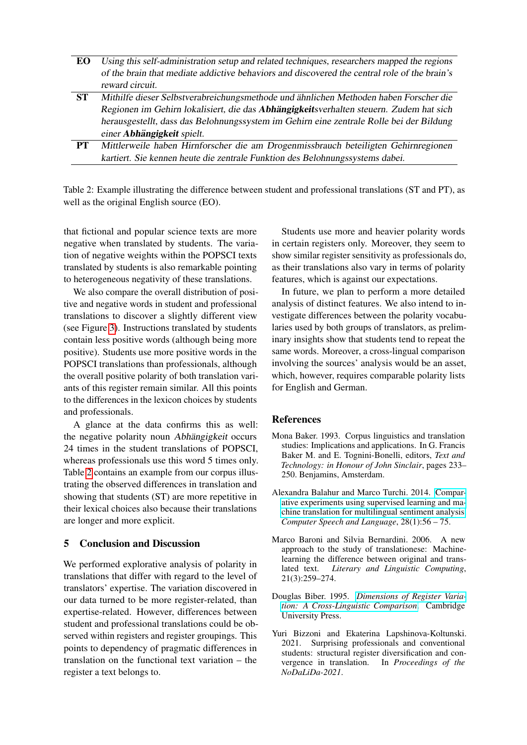| | |
|---|---|
| **EO** | *Using this self-administration setup and related techniques, researchers mapped the regions of the brain that mediate addictive behaviors and discovered the central role of the brain's reward circuit.* |
| **ST** | *Mithilfe dieser Selbstverabreichungsmethode und ähnlichen Methoden haben Forscher die Regionen im Gehirn lokalisiert, die das* ***Abhängigkeit****sverhalten steuern. Zudem hat sich herausgestellt, dass das Belohnungssystem im Gehirn eine zentrale Rolle bei der Bildung einer* ***Abhängigkeit*** *spielt.* |
| **PT** | *Mittlerweile haben Hirnforscher die am Drogenmissbrauch beteiligten Gehirnregionen kartiert. Sie kennen heute die zentrale Funktion des Belohnungssystems dabei.* |

Table 2: Example illustrating the difference between student and professional translations (ST and PT), as well as the original English source (EO).

that fictional and popular science texts are more negative when translated by students. The variation of negative weights within the POPSCI texts translated by students is also remarkable pointing to heterogeneous negativity of these translations.

We also compare the overall distribution of positive and negative words in student and professional translations to discover a slightly different view (see Figure 3). Instructions translated by students contain less positive words (although being more positive). Students use more positive words in the POPSCI translations than professionals, although the overall positive polarity of both translation variants of this register remain similar. All this points to the differences in the lexicon choices by students and professionals.

A glance at the data confirms this as well: the negative polarity noun *Abhängigkeit* occurs 24 times in the student translations of POPSCI, whereas professionals use this word 5 times only. Table 2 contains an example from our corpus illustrating the observed differences in translation and showing that students (ST) are more repetitive in their lexical choices also because their translations are longer and more explicit.

## 5 Conclusion and Discussion

We performed explorative analysis of polarity in translations that differ with regard to the level of translators' expertise. The variation discovered in our data turned to be more register-related, than expertise-related. However, differences between student and professional translations could be observed within registers and register groupings. This points to dependency of pragmatic differences in translation on the functional text variation – the register a text belongs to.

Students use more and heavier polarity words in certain registers only. Moreover, they seem to show similar register sensitivity as professionals do, as their translations also vary in terms of polarity features, which is against our expectations.

In future, we plan to perform a more detailed analysis of distinct features. We also intend to investigate differences between the polarity vocabularies used by both groups of translators, as preliminary insights show that students tend to repeat the same words. Moreover, a cross-lingual comparison involving the sources' analysis would be an asset, which, however, requires comparable polarity lists for English and German.

## References

Mona Baker. 1993. Corpus linguistics and translation studies: Implications and applications. In G. Francis Baker M. and E. Tognini-Bonelli, editors, *Text and Technology: in Honour of John Sinclair*, pages 233–250. Benjamins, Amsterdam.

Alexandra Balahur and Marco Turchi. 2014. Comparative experiments using supervised learning and machine translation for multilingual sentiment analysis. *Computer Speech and Language*, 28(1):56 – 75.

Marco Baroni and Silvia Bernardini. 2006. A new approach to the study of translationese: Machine-learning the difference between original and translated text. *Literary and Linguistic Computing*, 21(3):259–274.

Douglas Biber. 1995. *Dimensions of Register Variation: A Cross-Linguistic Comparison*. Cambridge University Press.

Yuri Bizzoni and Ekaterina Lapshinova-Koltunski. 2021. Surprising professionals and conventional students: structural register diversification and convergence in translation. In *Proceedings of the NoDaLiDa-2021*.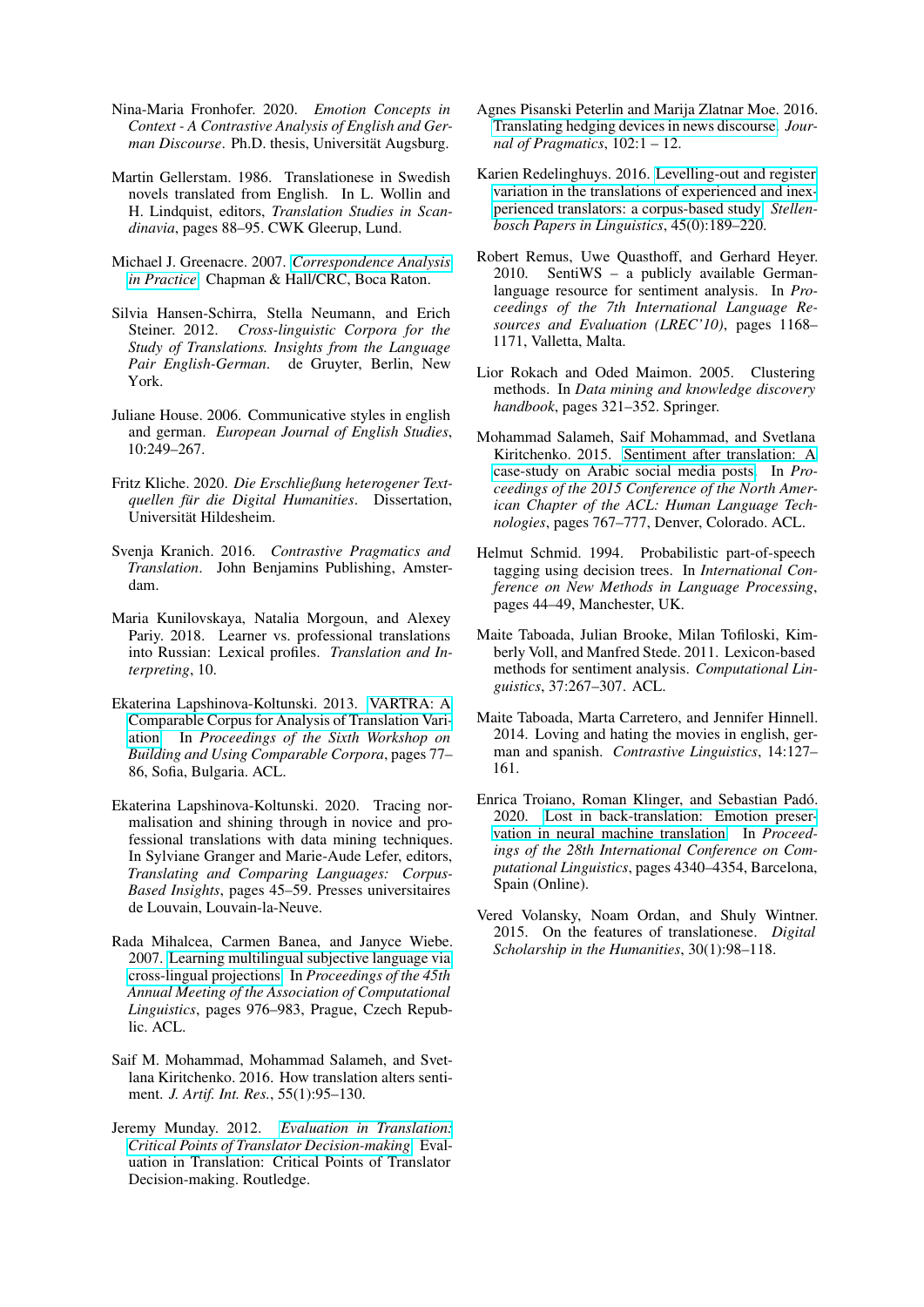Nina-Maria Fronhofer. 2020. *Emotion Concepts in Context - A Contrastive Analysis of English and German Discourse*. Ph.D. thesis, Universität Augsburg.

Martin Gellerstam. 1986. Translationese in Swedish novels translated from English. In L. Wollin and H. Lindquist, editors, *Translation Studies in Scandinavia*, pages 88–95. CWK Gleerup, Lund.

Michael J. Greenacre. 2007. *Correspondence Analysis in Practice*. Chapman & Hall/CRC, Boca Raton.

Silvia Hansen-Schirra, Stella Neumann, and Erich Steiner. 2012. *Cross-linguistic Corpora for the Study of Translations. Insights from the Language Pair English-German*. de Gruyter, Berlin, New York.

Juliane House. 2006. Communicative styles in english and german. *European Journal of English Studies*, 10:249–267.

Fritz Kliche. 2020. *Die Erschließung heterogener Textquellen für die Digital Humanities*. Dissertation, Universität Hildesheim.

Svenja Kranich. 2016. *Contrastive Pragmatics and Translation*. John Benjamins Publishing, Amsterdam.

Maria Kunilovskaya, Natalia Morgoun, and Alexey Pariy. 2018. Learner vs. professional translations into Russian: Lexical profiles. *Translation and Interpreting*, 10.

Ekaterina Lapshinova-Koltunski. 2013. VARTRA: A Comparable Corpus for Analysis of Translation Variation. In *Proceedings of the Sixth Workshop on Building and Using Comparable Corpora*, pages 77–86, Sofia, Bulgaria. ACL.

Ekaterina Lapshinova-Koltunski. 2020. Tracing normalisation and shining through in novice and professional translations with data mining techniques. In Sylviane Granger and Marie-Aude Lefer, editors, *Translating and Comparing Languages: Corpus-Based Insights*, pages 45–59. Presses universitaires de Louvain, Louvain-la-Neuve.

Rada Mihalcea, Carmen Banea, and Janyce Wiebe. 2007. Learning multilingual subjective language via cross-lingual projections. In *Proceedings of the 45th Annual Meeting of the Association of Computational Linguistics*, pages 976–983, Prague, Czech Republic. ACL.

Saif M. Mohammad, Mohammad Salameh, and Svetlana Kiritchenko. 2016. How translation alters sentiment. *J. Artif. Int. Res.*, 55(1):95–130.

Jeremy Munday. 2012. *Evaluation in Translation: Critical Points of Translator Decision-making*. Evaluation in Translation: Critical Points of Translator Decision-making. Routledge.

Agnes Pisanski Peterlin and Marija Zlatnar Moe. 2016. Translating hedging devices in news discourse. *Journal of Pragmatics*, 102:1 – 12.

Karien Redelinghuys. 2016. Levelling-out and register variation in the translations of experienced and inexperienced translators: a corpus-based study. *Stellenbosch Papers in Linguistics*, 45(0):189–220.

Robert Remus, Uwe Quasthoff, and Gerhard Heyer. 2010. SentiWS – a publicly available German-language resource for sentiment analysis. In *Proceedings of the 7th International Language Resources and Evaluation (LREC'10)*, pages 1168–1171, Valletta, Malta.

Lior Rokach and Oded Maimon. 2005. Clustering methods. In *Data mining and knowledge discovery handbook*, pages 321–352. Springer.

Mohammad Salameh, Saif Mohammad, and Svetlana Kiritchenko. 2015. Sentiment after translation: A case-study on Arabic social media posts. In *Proceedings of the 2015 Conference of the North American Chapter of the ACL: Human Language Technologies*, pages 767–777, Denver, Colorado. ACL.

Helmut Schmid. 1994. Probabilistic part-of-speech tagging using decision trees. In *International Conference on New Methods in Language Processing*, pages 44–49, Manchester, UK.

Maite Taboada, Julian Brooke, Milan Tofiloski, Kimberly Voll, and Manfred Stede. 2011. Lexicon-based methods for sentiment analysis. *Computational Linguistics*, 37:267–307. ACL.

Maite Taboada, Marta Carretero, and Jennifer Hinnell. 2014. Loving and hating the movies in english, german and spanish. *Contrastive Linguistics*, 14:127–161.

Enrica Troiano, Roman Klinger, and Sebastian Padó. 2020. Lost in back-translation: Emotion preservation in neural machine translation. In *Proceedings of the 28th International Conference on Computational Linguistics*, pages 4340–4354, Barcelona, Spain (Online).

Vered Volansky, Noam Ordan, and Shuly Wintner. 2015. On the features of translationese. *Digital Scholarship in the Humanities*, 30(1):98–118.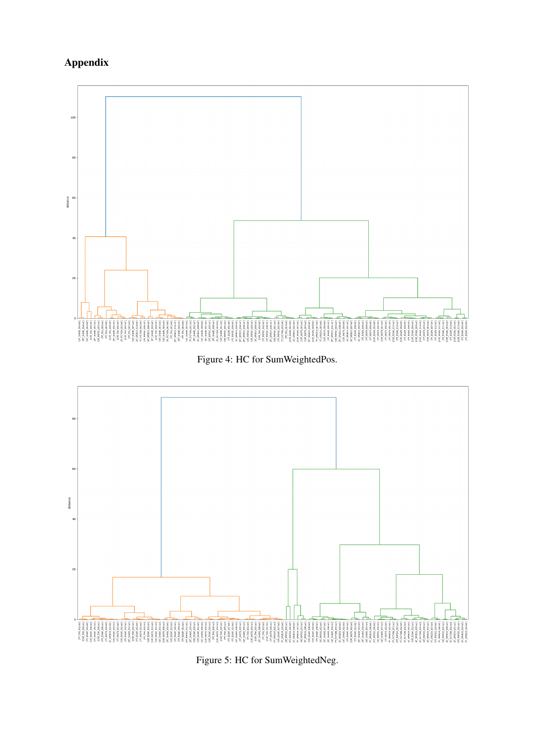# Appendix

distance

100

80

60

40

20

0

Figure 4: HC for SumWeightedPos.

distance

80

60

40

20

0

Figure 5: HC for SumWeightedNeg.